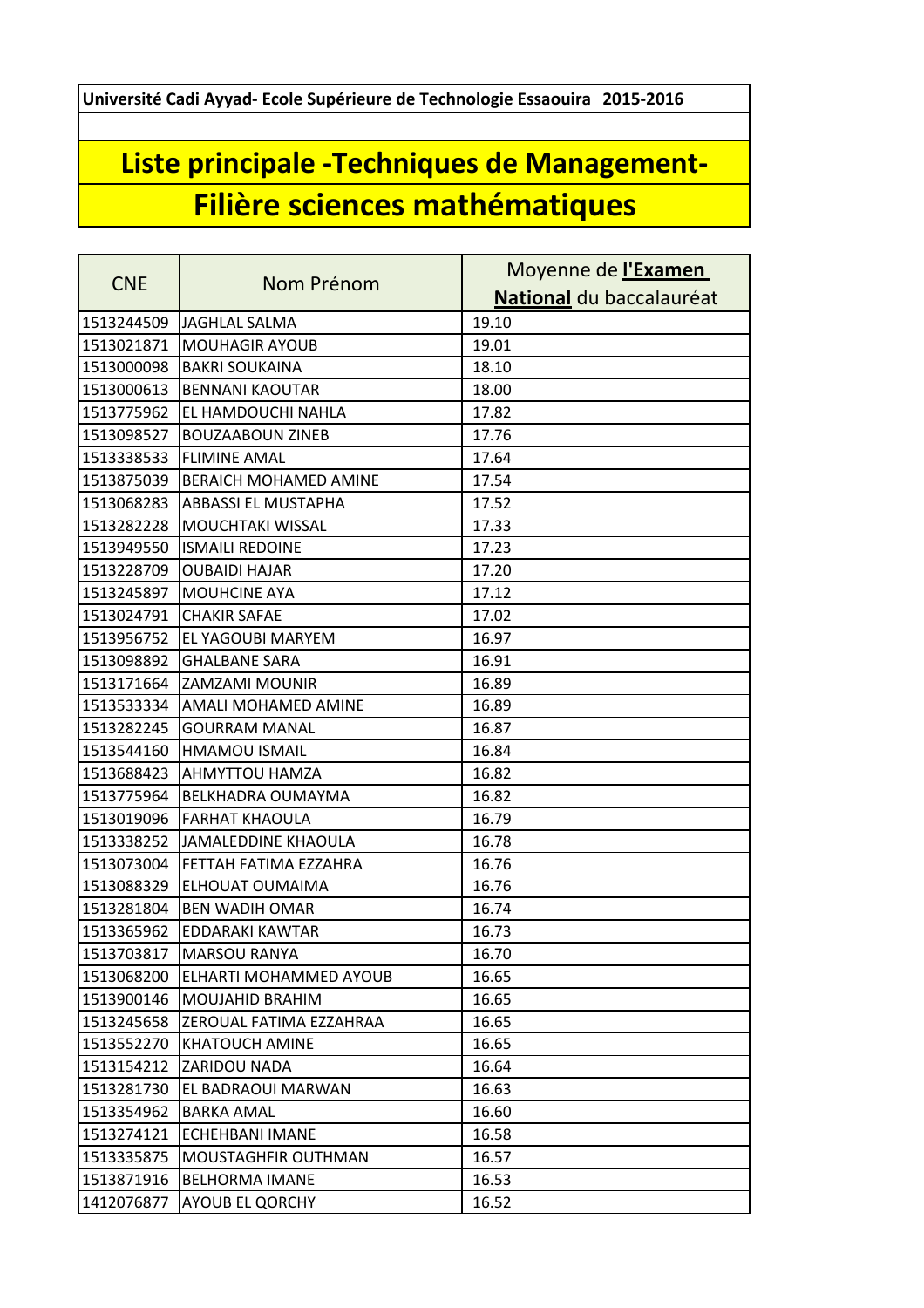**Université Cadi Ayyad- Ecole Supérieure de Technologie Essaouira 2015-2016**

# Liste principale -Techniques de Management-
# Filière sciences mathématiques

| CNE | Nom Prénom | Moyenne de **l'Examen National** du baccalauréat |
|---|---|---|
| 1513244509 | JAGHLAL SALMA | 19.10 |
| 1513021871 | MOUHAGIR AYOUB | 19.01 |
| 1513000098 | BAKRI SOUKAINA | 18.10 |
| 1513000613 | BENNANI KAOUTAR | 18.00 |
| 1513775962 | EL HAMDOUCHI NAHLA | 17.82 |
| 1513098527 | BOUZAABOUN ZINEB | 17.76 |
| 1513338533 | FLIMINE AMAL | 17.64 |
| 1513875039 | BERAICH MOHAMED AMINE | 17.54 |
| 1513068283 | ABBASSI EL MUSTAPHA | 17.52 |
| 1513282228 | MOUCHTAKI WISSAL | 17.33 |
| 1513949550 | ISMAILI REDOINE | 17.23 |
| 1513228709 | OUBAIDI HAJAR | 17.20 |
| 1513245897 | MOUHCINE AYA | 17.12 |
| 1513024791 | CHAKIR SAFAE | 17.02 |
| 1513956752 | EL YAGOUBI MARYEM | 16.97 |
| 1513098892 | GHALBANE SARA | 16.91 |
| 1513171664 | ZAMZAMI MOUNIR | 16.89 |
| 1513533334 | AMALI MOHAMED AMINE | 16.89 |
| 1513282245 | GOURRAM MANAL | 16.87 |
| 1513544160 | HMAMOU ISMAIL | 16.84 |
| 1513688423 | AHMYTTOU HAMZA | 16.82 |
| 1513775964 | BELKHADRA OUMAYMA | 16.82 |
| 1513019096 | FARHAT KHAOULA | 16.79 |
| 1513338252 | JAMALEDDINE KHAOULA | 16.78 |
| 1513073004 | FETTAH FATIMA EZZAHRA | 16.76 |
| 1513088329 | ELHOUAT OUMAIMA | 16.76 |
| 1513281804 | BEN WADIH OMAR | 16.74 |
| 1513365962 | EDDARAKI KAWTAR | 16.73 |
| 1513703817 | MARSOU RANYA | 16.70 |
| 1513068200 | ELHARTI MOHAMMED AYOUB | 16.65 |
| 1513900146 | MOUJAHID BRAHIM | 16.65 |
| 1513245658 | ZEROUAL FATIMA EZZAHRAA | 16.65 |
| 1513552270 | KHATOUCH AMINE | 16.65 |
| 1513154212 | ZARIDOU NADA | 16.64 |
| 1513281730 | EL BADRAOUI MARWAN | 16.63 |
| 1513354962 | BARKA AMAL | 16.60 |
| 1513274121 | ECHEHBANI IMANE | 16.58 |
| 1513335875 | MOUSTAGHFIR OUTHMAN | 16.57 |
| 1513871916 | BELHORMA IMANE | 16.53 |
| 1412076877 | AYOUB EL QORCHY | 16.52 |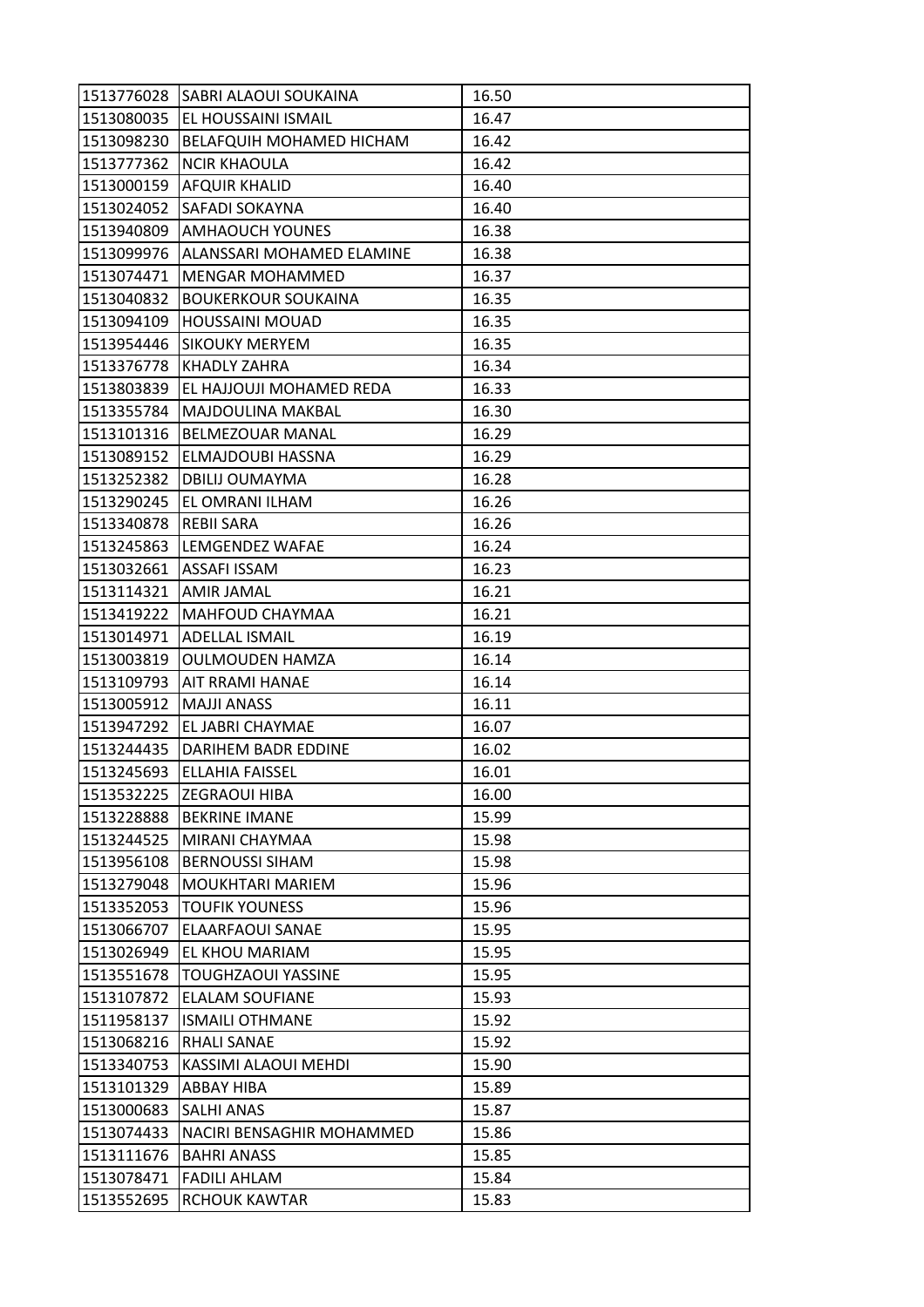| | | |
|---|---|---|
| 1513776028 | SABRI ALAOUI SOUKAINA | 16.50 |
| 1513080035 | EL HOUSSAINI ISMAIL | 16.47 |
| 1513098230 | BELAFQUIH MOHAMED HICHAM | 16.42 |
| 1513777362 | NCIR KHAOULA | 16.42 |
| 1513000159 | AFQUIR KHALID | 16.40 |
| 1513024052 | SAFADI SOKAYNA | 16.40 |
| 1513940809 | AMHAOUCH YOUNES | 16.38 |
| 1513099976 | ALANSSARI MOHAMED ELAMINE | 16.38 |
| 1513074471 | MENGAR MOHAMMED | 16.37 |
| 1513040832 | BOUKERKOUR SOUKAINA | 16.35 |
| 1513094109 | HOUSSAINI MOUAD | 16.35 |
| 1513954446 | SIKOUKY MERYEM | 16.35 |
| 1513376778 | KHADLY ZAHRA | 16.34 |
| 1513803839 | EL HAJJOUJI MOHAMED REDA | 16.33 |
| 1513355784 | MAJDOULINA MAKBAL | 16.30 |
| 1513101316 | BELMEZOUAR MANAL | 16.29 |
| 1513089152 | ELMAJDOUBI HASSNA | 16.29 |
| 1513252382 | DBILIJ OUMAYMA | 16.28 |
| 1513290245 | EL OMRANI ILHAM | 16.26 |
| 1513340878 | REBII SARA | 16.26 |
| 1513245863 | LEMGENDEZ WAFAE | 16.24 |
| 1513032661 | ASSAFI ISSAM | 16.23 |
| 1513114321 | AMIR JAMAL | 16.21 |
| 1513419222 | MAHFOUD CHAYMAA | 16.21 |
| 1513014971 | ADELLAL ISMAIL | 16.19 |
| 1513003819 | OULMOUDEN HAMZA | 16.14 |
| 1513109793 | AIT RRAMI HANAE | 16.14 |
| 1513005912 | MAJJI ANASS | 16.11 |
| 1513947292 | EL JABRI CHAYMAE | 16.07 |
| 1513244435 | DARIHEM BADR EDDINE | 16.02 |
| 1513245693 | ELLAHIA FAISSEL | 16.01 |
| 1513532225 | ZEGRAOUI HIBA | 16.00 |
| 1513228888 | BEKRINE IMANE | 15.99 |
| 1513244525 | MIRANI CHAYMAA | 15.98 |
| 1513956108 | BERNOUSSI SIHAM | 15.98 |
| 1513279048 | MOUKHTARI MARIEM | 15.96 |
| 1513352053 | TOUFIK YOUNESS | 15.96 |
| 1513066707 | ELAARFAOUI SANAE | 15.95 |
| 1513026949 | EL KHOU MARIAM | 15.95 |
| 1513551678 | TOUGHZAOUI YASSINE | 15.95 |
| 1513107872 | ELALAM SOUFIANE | 15.93 |
| 1511958137 | ISMAILI OTHMANE | 15.92 |
| 1513068216 | RHALI SANAE | 15.92 |
| 1513340753 | KASSIMI ALAOUI MEHDI | 15.90 |
| 1513101329 | ABBAY HIBA | 15.89 |
| 1513000683 | SALHI ANAS | 15.87 |
| 1513074433 | NACIRI BENSAGHIR MOHAMMED | 15.86 |
| 1513111676 | BAHRI ANASS | 15.85 |
| 1513078471 | FADILI AHLAM | 15.84 |
| 1513552695 | RCHOUK KAWTAR | 15.83 |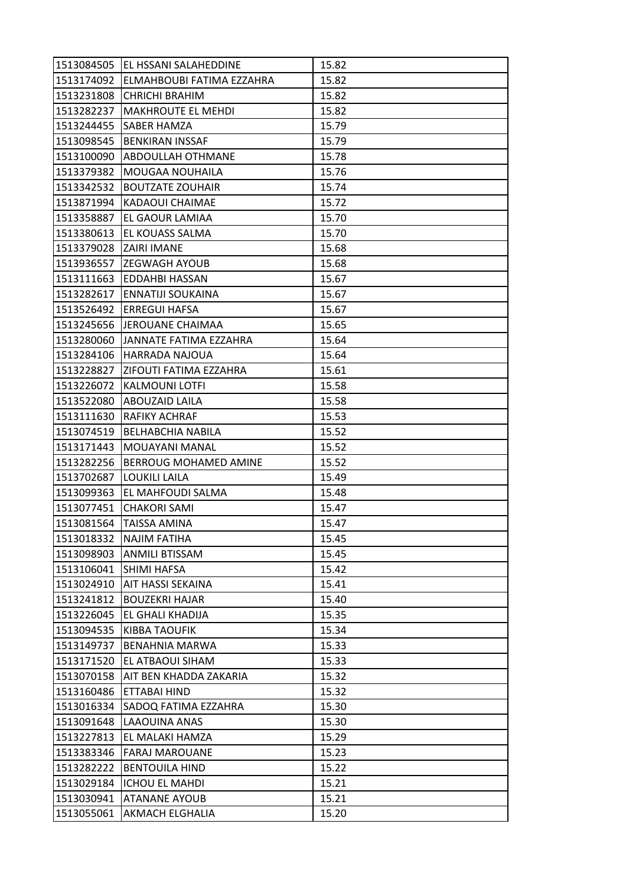| | | |
|---|---|---|
| 1513084505 | EL HSSANI SALAHEDDINE | 15.82 |
| 1513174092 | ELMAHBOUBI FATIMA EZZAHRA | 15.82 |
| 1513231808 | CHRICHI BRAHIM | 15.82 |
| 1513282237 | MAKHROUTE EL MEHDI | 15.82 |
| 1513244455 | SABER HAMZA | 15.79 |
| 1513098545 | BENKIRAN INSSAF | 15.79 |
| 1513100090 | ABDOULLAH OTHMANE | 15.78 |
| 1513379382 | MOUGAA NOUHAILA | 15.76 |
| 1513342532 | BOUTZATE ZOUHAIR | 15.74 |
| 1513871994 | KADAOUI CHAIMAE | 15.72 |
| 1513358887 | EL GAOUR LAMIAA | 15.70 |
| 1513380613 | EL KOUASS SALMA | 15.70 |
| 1513379028 | ZAIRI IMANE | 15.68 |
| 1513936557 | ZEGWAGH AYOUB | 15.68 |
| 1513111663 | EDDAHBI HASSAN | 15.67 |
| 1513282617 | ENNATIJI SOUKAINA | 15.67 |
| 1513526492 | ERREGUI HAFSA | 15.67 |
| 1513245656 | JEROUANE CHAIMAA | 15.65 |
| 1513280060 | JANNATE FATIMA EZZAHRA | 15.64 |
| 1513284106 | HARRADA NAJOUA | 15.64 |
| 1513228827 | ZIFOUTI FATIMA EZZAHRA | 15.61 |
| 1513226072 | KALMOUNI LOTFI | 15.58 |
| 1513522080 | ABOUZAID LAILA | 15.58 |
| 1513111630 | RAFIKY ACHRAF | 15.53 |
| 1513074519 | BELHABCHIA NABILA | 15.52 |
| 1513171443 | MOUAYANI MANAL | 15.52 |
| 1513282256 | BERROUG MOHAMED AMINE | 15.52 |
| 1513702687 | LOUKILI LAILA | 15.49 |
| 1513099363 | EL MAHFOUDI SALMA | 15.48 |
| 1513077451 | CHAKORI SAMI | 15.47 |
| 1513081564 | TAISSA AMINA | 15.47 |
| 1513018332 | NAJIM FATIHA | 15.45 |
| 1513098903 | ANMILI BTISSAM | 15.45 |
| 1513106041 | SHIMI HAFSA | 15.42 |
| 1513024910 | AIT HASSI SEKAINA | 15.41 |
| 1513241812 | BOUZEKRI HAJAR | 15.40 |
| 1513226045 | EL GHALI KHADIJA | 15.35 |
| 1513094535 | KIBBA TAOUFIK | 15.34 |
| 1513149737 | BENAHNIA MARWA | 15.33 |
| 1513171520 | EL ATBAOUI SIHAM | 15.33 |
| 1513070158 | AIT BEN KHADDA ZAKARIA | 15.32 |
| 1513160486 | ETTABAI HIND | 15.32 |
| 1513016334 | SADOQ FATIMA EZZAHRA | 15.30 |
| 1513091648 | LAAOUINA ANAS | 15.30 |
| 1513227813 | EL MALAKI HAMZA | 15.29 |
| 1513383346 | FARAJ MAROUANE | 15.23 |
| 1513282222 | BENTOUILA HIND | 15.22 |
| 1513029184 | ICHOU EL MAHDI | 15.21 |
| 1513030941 | ATANANE AYOUB | 15.21 |
| 1513055061 | AKMACH ELGHALIA | 15.20 |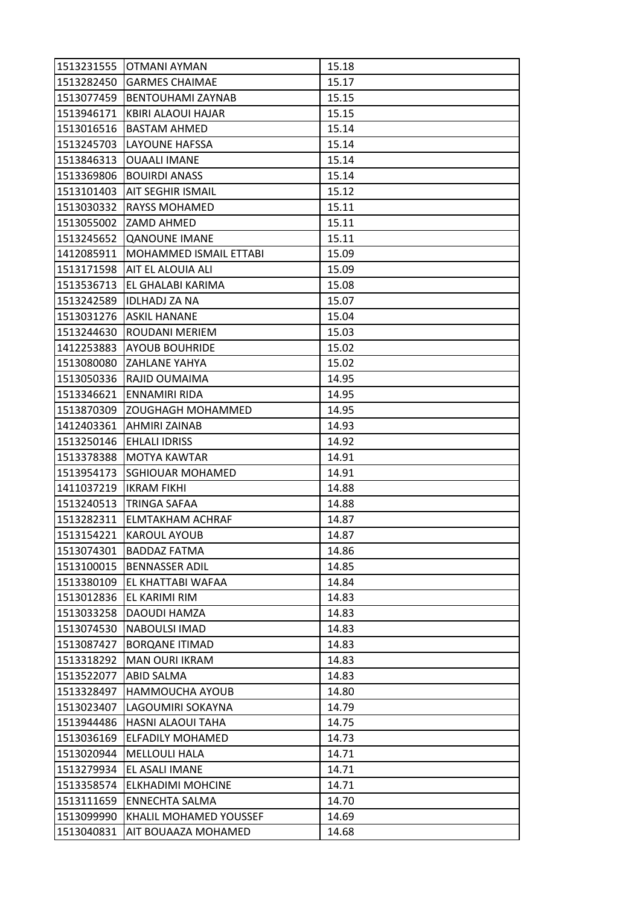| 1513231555 | OTMANI AYMAN | 15.18 |
|---|---|---|
| 1513282450 | GARMES CHAIMAE | 15.17 |
| 1513077459 | BENTOUHAMI ZAYNAB | 15.15 |
| 1513946171 | KBIRI ALAOUI HAJAR | 15.15 |
| 1513016516 | BASTAM AHMED | 15.14 |
| 1513245703 | LAYOUNE HAFSSA | 15.14 |
| 1513846313 | OUAALI IMANE | 15.14 |
| 1513369806 | BOUIRDI ANASS | 15.14 |
| 1513101403 | AIT SEGHIR ISMAIL | 15.12 |
| 1513030332 | RAYSS MOHAMED | 15.11 |
| 1513055002 | ZAMD AHMED | 15.11 |
| 1513245652 | QANOUNE IMANE | 15.11 |
| 1412085911 | MOHAMMED ISMAIL ETTABI | 15.09 |
| 1513171598 | AIT EL ALOUIA ALI | 15.09 |
| 1513536713 | EL GHALABI KARIMA | 15.08 |
| 1513242589 | IDLHADJ ZA NA | 15.07 |
| 1513031276 | ASKIL HANANE | 15.04 |
| 1513244630 | ROUDANI MERIEM | 15.03 |
| 1412253883 | AYOUB BOUHRIDE | 15.02 |
| 1513080080 | ZAHLANE YAHYA | 15.02 |
| 1513050336 | RAJID OUMAIMA | 14.95 |
| 1513346621 | ENNAMIRI RIDA | 14.95 |
| 1513870309 | ZOUGHAGH MOHAMMED | 14.95 |
| 1412403361 | AHMIRI ZAINAB | 14.93 |
| 1513250146 | EHLALI IDRISS | 14.92 |
| 1513378388 | MOTYA KAWTAR | 14.91 |
| 1513954173 | SGHIOUAR MOHAMED | 14.91 |
| 1411037219 | IKRAM FIKHI | 14.88 |
| 1513240513 | TRINGA SAFAA | 14.88 |
| 1513282311 | ELMTAKHAM ACHRAF | 14.87 |
| 1513154221 | KAROUL AYOUB | 14.87 |
| 1513074301 | BADDAZ FATMA | 14.86 |
| 1513100015 | BENNASSER ADIL | 14.85 |
| 1513380109 | EL KHATTABI WAFAA | 14.84 |
| 1513012836 | EL KARIMI RIM | 14.83 |
| 1513033258 | DAOUDI HAMZA | 14.83 |
| 1513074530 | NABOULSI IMAD | 14.83 |
| 1513087427 | BORQANE ITIMAD | 14.83 |
| 1513318292 | MAN OURI IKRAM | 14.83 |
| 1513522077 | ABID SALMA | 14.83 |
| 1513328497 | HAMMOUCHA AYOUB | 14.80 |
| 1513023407 | LAGOUMIRI SOKAYNA | 14.79 |
| 1513944486 | HASNI ALAOUI TAHA | 14.75 |
| 1513036169 | ELFADILY MOHAMED | 14.73 |
| 1513020944 | MELLOULI HALA | 14.71 |
| 1513279934 | EL ASALI IMANE | 14.71 |
| 1513358574 | ELKHADIMI MOHCINE | 14.71 |
| 1513111659 | ENNECHTA SALMA | 14.70 |
| 1513099990 | KHALIL MOHAMED YOUSSEF | 14.69 |
| 1513040831 | AIT BOUAAZA MOHAMED | 14.68 |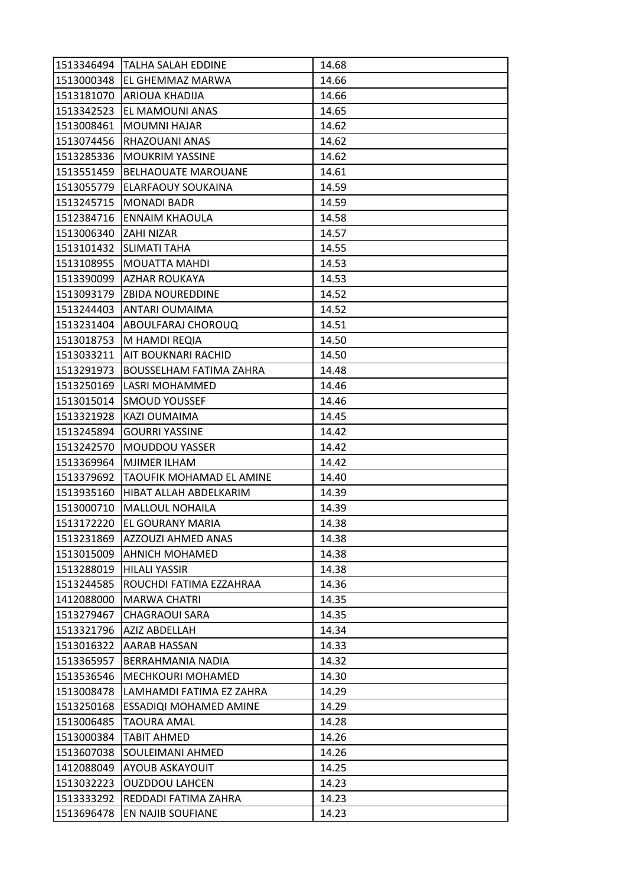| | | |
|---|---|---|
| 1513346494 | TALHA SALAH EDDINE | 14.68 |
| 1513000348 | EL GHEMMAZ MARWA | 14.66 |
| 1513181070 | ARIOUA KHADIJA | 14.66 |
| 1513342523 | EL MAMOUNI ANAS | 14.65 |
| 1513008461 | MOUMNI HAJAR | 14.62 |
| 1513074456 | RHAZOUANI ANAS | 14.62 |
| 1513285336 | MOUKRIM YASSINE | 14.62 |
| 1513551459 | BELHAOUATE MAROUANE | 14.61 |
| 1513055779 | ELARFAOUY SOUKAINA | 14.59 |
| 1513245715 | MONADI BADR | 14.59 |
| 1512384716 | ENNAIM KHAOULA | 14.58 |
| 1513006340 | ZAHI NIZAR | 14.57 |
| 1513101432 | SLIMATI TAHA | 14.55 |
| 1513108955 | MOUATTA MAHDI | 14.53 |
| 1513390099 | AZHAR ROUKAYA | 14.53 |
| 1513093179 | ZBIDA NOUREDDINE | 14.52 |
| 1513244403 | ANTARI OUMAIMA | 14.52 |
| 1513231404 | ABOULFARAJ CHOROUQ | 14.51 |
| 1513018753 | M HAMDI REQIA | 14.50 |
| 1513033211 | AIT BOUKNARI RACHID | 14.50 |
| 1513291973 | BOUSSELHAM FATIMA ZAHRA | 14.48 |
| 1513250169 | LASRI MOHAMMED | 14.46 |
| 1513015014 | SMOUD YOUSSEF | 14.46 |
| 1513321928 | KAZI OUMAIMA | 14.45 |
| 1513245894 | GOURRI YASSINE | 14.42 |
| 1513242570 | MOUDDOU YASSER | 14.42 |
| 1513369964 | MJIMER ILHAM | 14.42 |
| 1513379692 | TAOUFIK MOHAMAD EL AMINE | 14.40 |
| 1513935160 | HIBAT ALLAH ABDELKARIM | 14.39 |
| 1513000710 | MALLOUL NOHAILA | 14.39 |
| 1513172220 | EL GOURANY MARIA | 14.38 |
| 1513231869 | AZZOUZI AHMED ANAS | 14.38 |
| 1513015009 | AHNICH MOHAMED | 14.38 |
| 1513288019 | HILALI YASSIR | 14.38 |
| 1513244585 | ROUCHDI FATIMA EZZAHRAA | 14.36 |
| 1412088000 | MARWA CHATRI | 14.35 |
| 1513279467 | CHAGRAOUI SARA | 14.35 |
| 1513321796 | AZIZ ABDELLAH | 14.34 |
| 1513016322 | AARAB HASSAN | 14.33 |
| 1513365957 | BERRAHMANIA NADIA | 14.32 |
| 1513536546 | MECHKOURI MOHAMED | 14.30 |
| 1513008478 | LAMHAMDI FATIMA EZ ZAHRA | 14.29 |
| 1513250168 | ESSADIQI MOHAMED AMINE | 14.29 |
| 1513006485 | TAOURA AMAL | 14.28 |
| 1513000384 | TABIT AHMED | 14.26 |
| 1513607038 | SOULEIMANI AHMED | 14.26 |
| 1412088049 | AYOUB ASKAYOUIT | 14.25 |
| 1513032223 | OUZDDOU LAHCEN | 14.23 |
| 1513333292 | REDDADI FATIMA ZAHRA | 14.23 |
| 1513696478 | EN NAJIB SOUFIANE | 14.23 |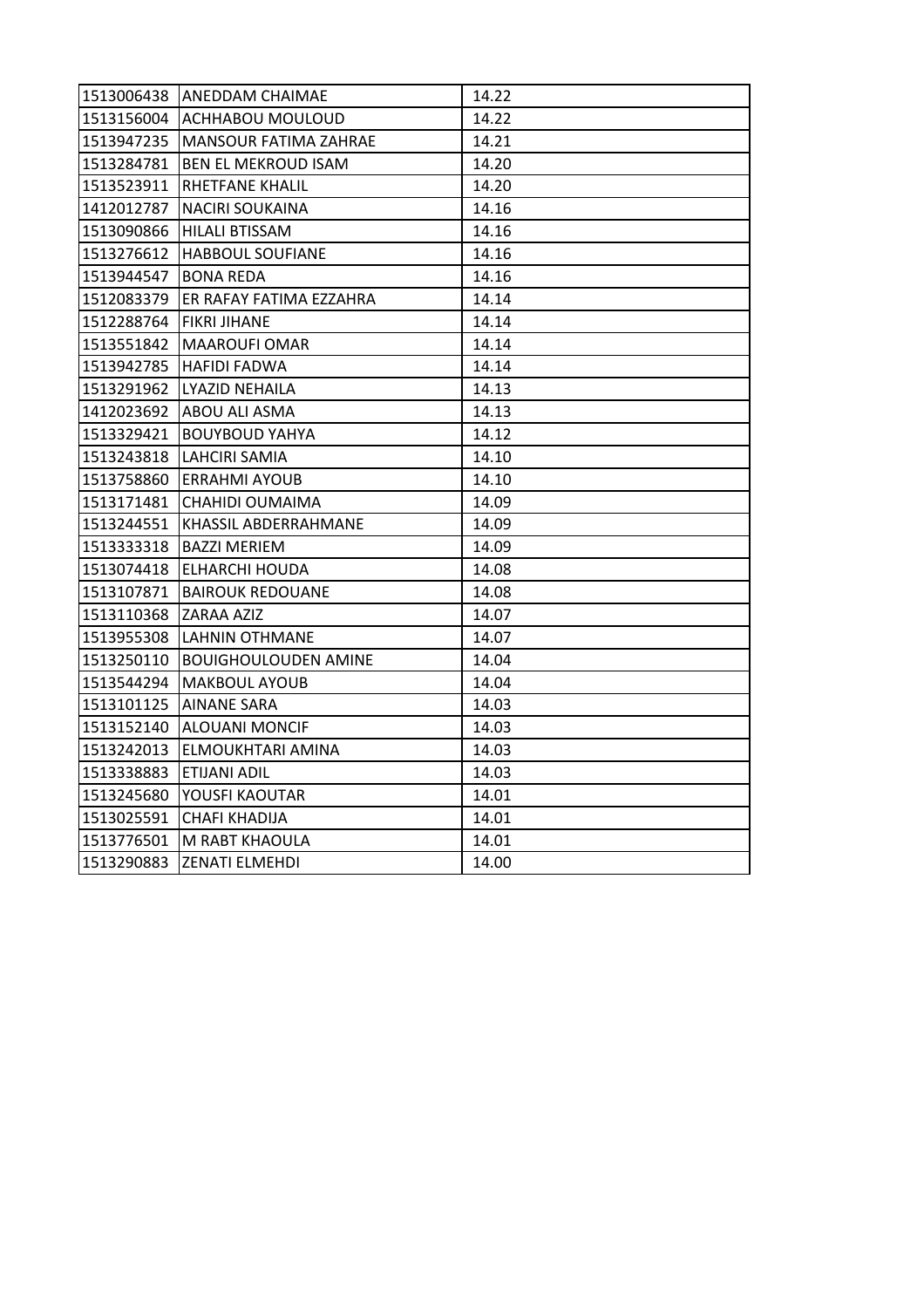| | | |
|---|---|---|
| 1513006438 | ANEDDAM CHAIMAE | 14.22 |
| 1513156004 | ACHHABOU MOULOUD | 14.22 |
| 1513947235 | MANSOUR FATIMA ZAHRAE | 14.21 |
| 1513284781 | BEN EL MEKROUD ISAM | 14.20 |
| 1513523911 | RHETFANE KHALIL | 14.20 |
| 1412012787 | NACIRI SOUKAINA | 14.16 |
| 1513090866 | HILALI BTISSAM | 14.16 |
| 1513276612 | HABBOUL SOUFIANE | 14.16 |
| 1513944547 | BONA REDA | 14.16 |
| 1512083379 | ER RAFAY FATIMA EZZAHRA | 14.14 |
| 1512288764 | FIKRI JIHANE | 14.14 |
| 1513551842 | MAAROUFI OMAR | 14.14 |
| 1513942785 | HAFIDI FADWA | 14.14 |
| 1513291962 | LYAZID NEHAILA | 14.13 |
| 1412023692 | ABOU ALI ASMA | 14.13 |
| 1513329421 | BOUYBOUD YAHYA | 14.12 |
| 1513243818 | LAHCIRI SAMIA | 14.10 |
| 1513758860 | ERRAHMI AYOUB | 14.10 |
| 1513171481 | CHAHIDI OUMAIMA | 14.09 |
| 1513244551 | KHASSIL ABDERRAHMANE | 14.09 |
| 1513333318 | BAZZI MERIEM | 14.09 |
| 1513074418 | ELHARCHI HOUDA | 14.08 |
| 1513107871 | BAIROUK REDOUANE | 14.08 |
| 1513110368 | ZARAA AZIZ | 14.07 |
| 1513955308 | LAHNIN OTHMANE | 14.07 |
| 1513250110 | BOUIGHOULOUDEN AMINE | 14.04 |
| 1513544294 | MAKBOUL AYOUB | 14.04 |
| 1513101125 | AINANE SARA | 14.03 |
| 1513152140 | ALOUANI MONCIF | 14.03 |
| 1513242013 | ELMOUKHTARI AMINA | 14.03 |
| 1513338883 | ETIJANI ADIL | 14.03 |
| 1513245680 | YOUSFI KAOUTAR | 14.01 |
| 1513025591 | CHAFI KHADIJA | 14.01 |
| 1513776501 | M RABT KHAOULA | 14.01 |
| 1513290883 | ZENATI ELMEHDI | 14.00 |